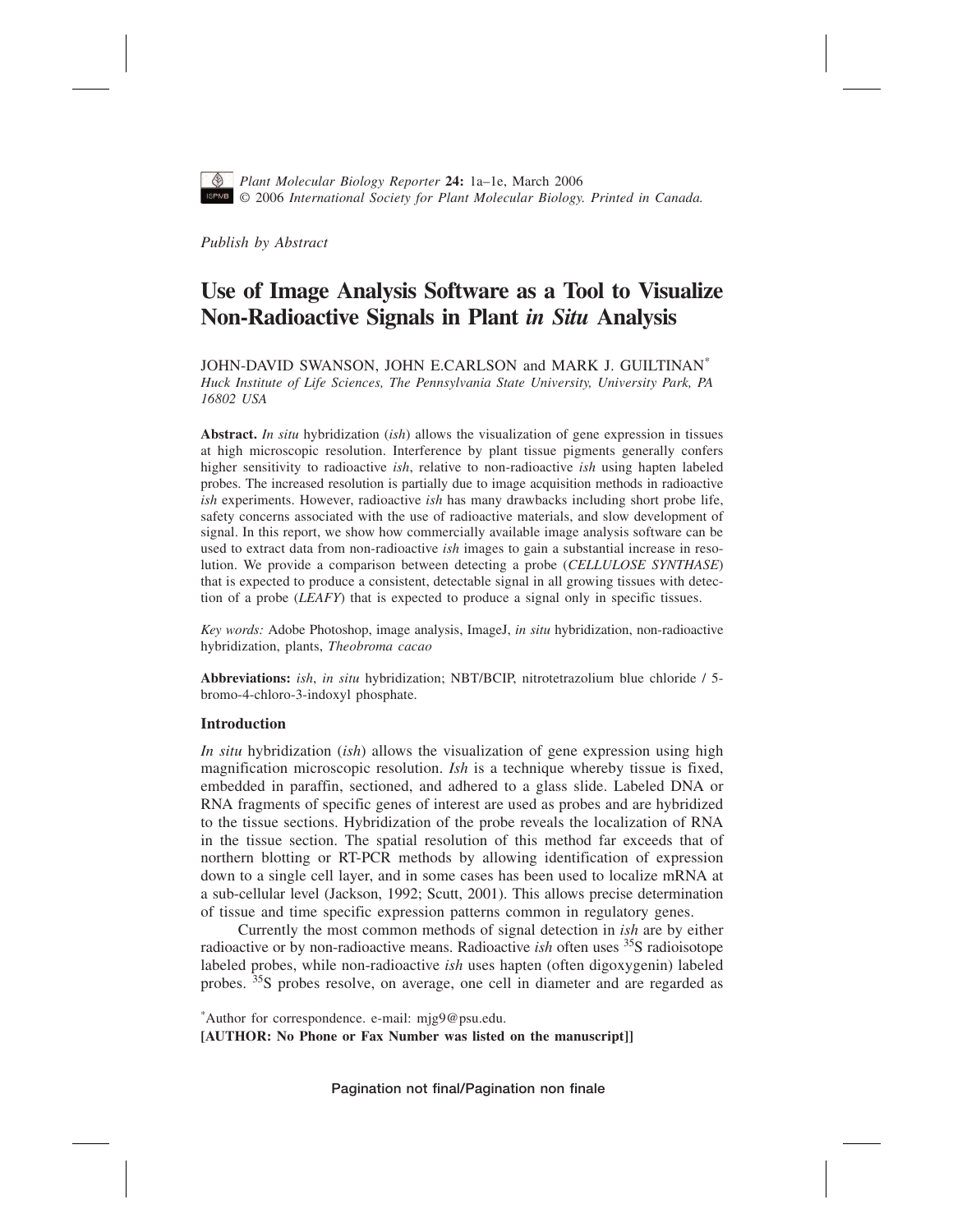*Publish by Abstract*

# Use of Image Analysis Software as a Tool to Visualize Non-Radioactive Signals in Plant *in Situ* Analysis

JOHN-DAVID SWANSON, JOHN E.CARLSON and MARK J. GUILTINAN*

*Huck Institute of Life Sciences, The Pennsylvania State University, University Park, PA 16802 USA*

**Abstract.** *In situ* hybridization (*ish*) allows the visualization of gene expression in tissues at high microscopic resolution. Interference by plant tissue pigments generally confers higher sensitivity to radioactive *ish*, relative to non-radioactive *ish* using hapten labeled probes. The increased resolution is partially due to image acquisition methods in radioactive *ish* experiments. However, radioactive *ish* has many drawbacks including short probe life, safety concerns associated with the use of radioactive materials, and slow development of signal. In this report, we show how commercially available image analysis software can be used to extract data from non-radioactive *ish* images to gain a substantial increase in resolution. We provide a comparison between detecting a probe (*CELLULOSE SYNTHASE*) that is expected to produce a consistent, detectable signal in all growing tissues with detection of a probe (*LEAFY*) that is expected to produce a signal only in specific tissues.

*Key words:* Adobe Photoshop, image analysis, ImageJ, *in situ* hybridization, non-radioactive hybridization, plants, *Theobroma cacao*

**Abbreviations:** *ish*, *in situ* hybridization; NBT/BCIP, nitrotetrazolium blue chloride / 5-bromo-4-chloro-3-indoxyl phosphate.

## Introduction

*In situ* hybridization (*ish*) allows the visualization of gene expression using high magnification microscopic resolution. *Ish* is a technique whereby tissue is fixed, embedded in paraffin, sectioned, and adhered to a glass slide. Labeled DNA or RNA fragments of specific genes of interest are used as probes and are hybridized to the tissue sections. Hybridization of the probe reveals the localization of RNA in the tissue section. The spatial resolution of this method far exceeds that of northern blotting or RT-PCR methods by allowing identification of expression down to a single cell layer, and in some cases has been used to localize mRNA at a sub-cellular level (Jackson, 1992; Scutt, 2001). This allows precise determination of tissue and time specific expression patterns common in regulatory genes.

Currently the most common methods of signal detection in *ish* are by either radioactive or by non-radioactive means. Radioactive *ish* often uses $^{35}S$ radioisotope labeled probes, while non-radioactive *ish* uses hapten (often digoxygenin) labeled probes. $^{35}S$ probes resolve, on average, one cell in diameter and are regarded as

*Author for correspondence. e-mail: mjg9@psu.edu.

**[AUTHOR: No Phone or Fax Number was listed on the manuscript]]**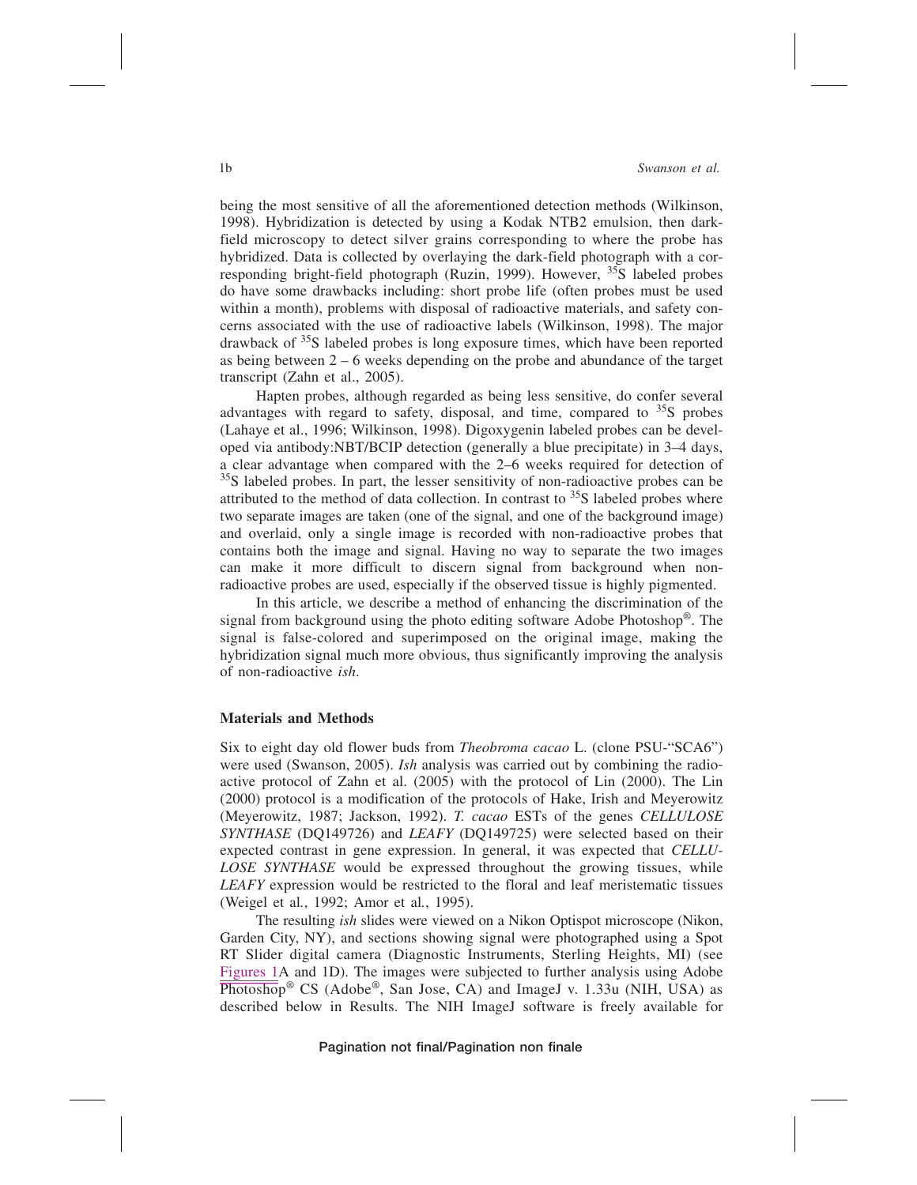being the most sensitive of all the aforementioned detection methods (Wilkinson, 1998). Hybridization is detected by using a Kodak NTB2 emulsion, then dark-field microscopy to detect silver grains corresponding to where the probe has hybridized. Data is collected by overlaying the dark-field photograph with a corresponding bright-field photograph (Ruzin, 1999). However, $^{35}$S labeled probes do have some drawbacks including: short probe life (often probes must be used within a month), problems with disposal of radioactive materials, and safety concerns associated with the use of radioactive labels (Wilkinson, 1998). The major drawback of $^{35}$S labeled probes is long exposure times, which have been reported as being between 2 – 6 weeks depending on the probe and abundance of the target transcript (Zahn et al., 2005).

Hapten probes, although regarded as being less sensitive, do confer several advantages with regard to safety, disposal, and time, compared to $^{35}$S probes (Lahaye et al., 1996; Wilkinson, 1998). Digoxygenin labeled probes can be developed via antibody:NBT/BCIP detection (generally a blue precipitate) in 3–4 days, a clear advantage when compared with the 2–6 weeks required for detection of $^{35}$S labeled probes. In part, the lesser sensitivity of non-radioactive probes can be attributed to the method of data collection. In contrast to $^{35}$S labeled probes where two separate images are taken (one of the signal, and one of the background image) and overlaid, only a single image is recorded with non-radioactive probes that contains both the image and signal. Having no way to separate the two images can make it more difficult to discern signal from background when non-radioactive probes are used, especially if the observed tissue is highly pigmented.

In this article, we describe a method of enhancing the discrimination of the signal from background using the photo editing software Adobe Photoshop®. The signal is false-colored and superimposed on the original image, making the hybridization signal much more obvious, thus significantly improving the analysis of non-radioactive *ish*.

## Materials and Methods

Six to eight day old flower buds from *Theobroma cacao* L. (clone PSU-"SCA6") were used (Swanson, 2005). *Ish* analysis was carried out by combining the radioactive protocol of Zahn et al. (2005) with the protocol of Lin (2000). The Lin (2000) protocol is a modification of the protocols of Hake, Irish and Meyerowitz (Meyerowitz, 1987; Jackson, 1992). *T. cacao* ESTs of the genes *CELLULOSE SYNTHASE* (DQ149726) and *LEAFY* (DQ149725) were selected based on their expected contrast in gene expression. In general, it was expected that *CELLULOSE SYNTHASE* would be expressed throughout the growing tissues, while *LEAFY* expression would be restricted to the floral and leaf meristematic tissues (Weigel et al., 1992; Amor et al., 1995).

The resulting *ish* slides were viewed on a Nikon Optispot microscope (Nikon, Garden City, NY), and sections showing signal were photographed using a Spot RT Slider digital camera (Diagnostic Instruments, Sterling Heights, MI) (see Figures 1A and 1D). The images were subjected to further analysis using Adobe Photoshop® CS (Adobe®, San Jose, CA) and ImageJ v. 1.33u (NIH, USA) as described below in Results. The NIH ImageJ software is freely available for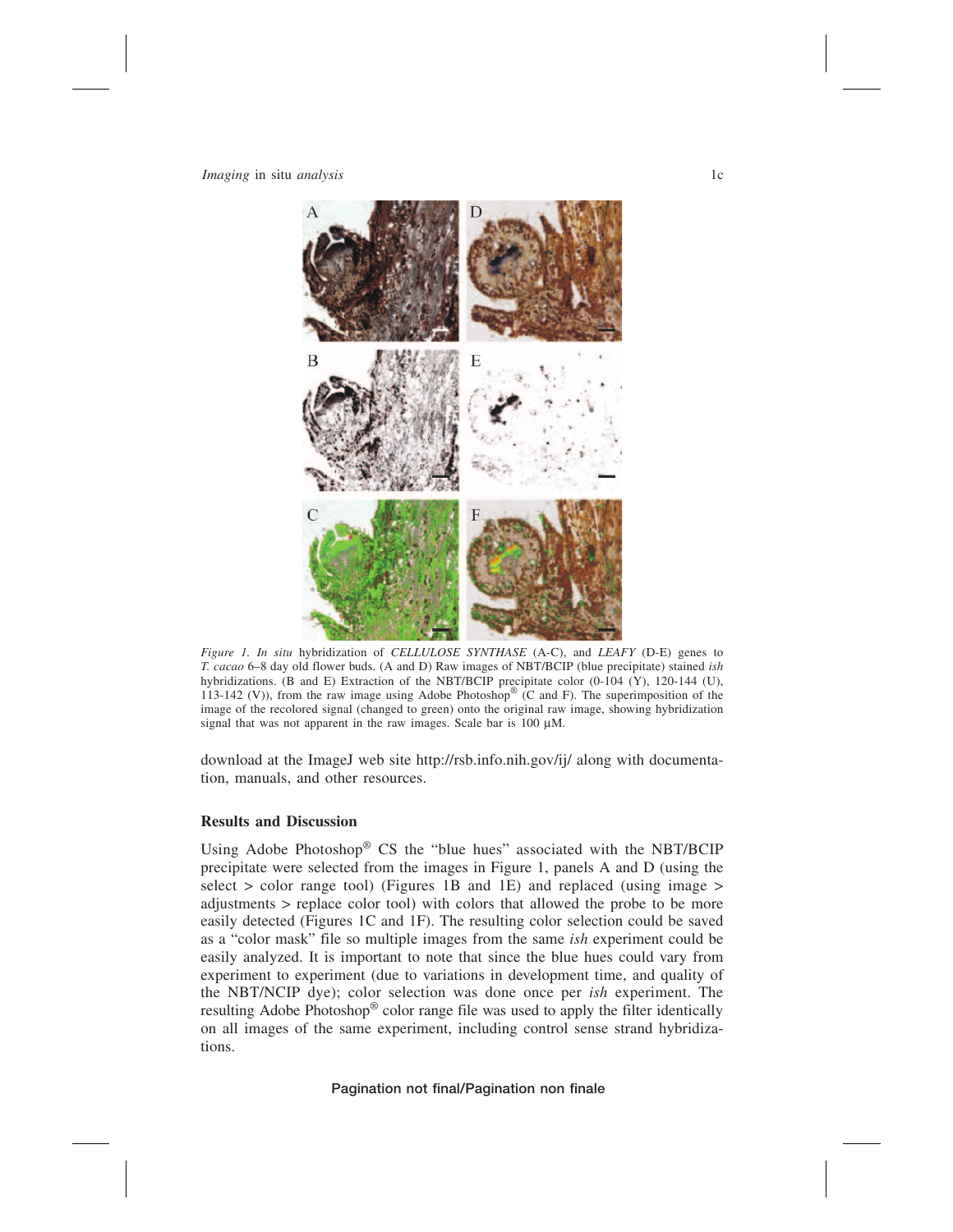*Figure 1. In situ* hybridization of *CELLULOSE SYNTHASE* (A-C), and *LEAFY* (D-E) genes to *T. cacao* 6–8 day old flower buds. (A and D) Raw images of NBT/BCIP (blue precipitate) stained *ish* hybridizations. (B and E) Extraction of the NBT/BCIP precipitate color (0-104 (Y), 120-144 (U), 113-142 (V)), from the raw image using Adobe Photoshop® (C and F). The superimposition of the image of the recolored signal (changed to green) onto the original raw image, showing hybridization signal that was not apparent in the raw images. Scale bar is 100 µM.

download at the ImageJ web site http://rsb.info.nih.gov/ij/ along with documentation, manuals, and other resources.

## Results and Discussion

Using Adobe Photoshop® CS the "blue hues" associated with the NBT/BCIP precipitate were selected from the images in Figure 1, panels A and D (using the select > color range tool) (Figures 1B and 1E) and replaced (using image > adjustments > replace color tool) with colors that allowed the probe to be more easily detected (Figures 1C and 1F). The resulting color selection could be saved as a "color mask" file so multiple images from the same *ish* experiment could be easily analyzed. It is important to note that since the blue hues could vary from experiment to experiment (due to variations in development time, and quality of the NBT/NCIP dye); color selection was done once per *ish* experiment. The resulting Adobe Photoshop® color range file was used to apply the filter identically on all images of the same experiment, including control sense strand hybridizations.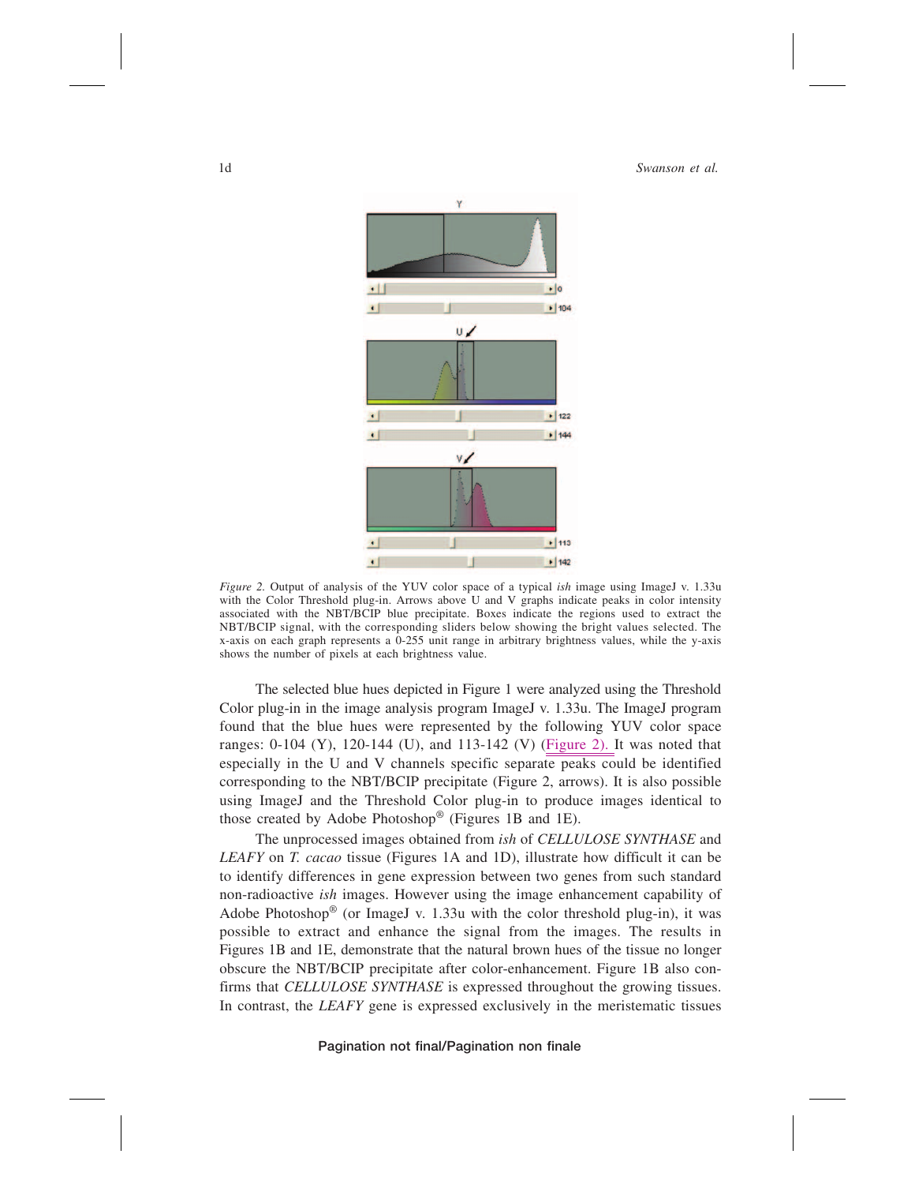*Figure 2.* Output of analysis of the YUV color space of a typical *ish* image using ImageJ v. 1.33u with the Color Threshold plug-in. Arrows above U and V graphs indicate peaks in color intensity associated with the NBT/BCIP blue precipitate. Boxes indicate the regions used to extract the NBT/BCIP signal, with the corresponding sliders below showing the bright values selected. The x-axis on each graph represents a 0-255 unit range in arbitrary brightness values, while the y-axis shows the number of pixels at each brightness value.

The selected blue hues depicted in Figure 1 were analyzed using the Threshold Color plug-in in the image analysis program ImageJ v. 1.33u. The ImageJ program found that the blue hues were represented by the following YUV color space ranges: 0-104 (Y), 120-144 (U), and 113-142 (V) (Figure 2). It was noted that especially in the U and V channels specific separate peaks could be identified corresponding to the NBT/BCIP precipitate (Figure 2, arrows). It is also possible using ImageJ and the Threshold Color plug-in to produce images identical to those created by Adobe Photoshop® (Figures 1B and 1E).

The unprocessed images obtained from *ish* of *CELLULOSE SYNTHASE* and *LEAFY* on *T. cacao* tissue (Figures 1A and 1D), illustrate how difficult it can be to identify differences in gene expression between two genes from such standard non-radioactive *ish* images. However using the image enhancement capability of Adobe Photoshop® (or ImageJ v. 1.33u with the color threshold plug-in), it was possible to extract and enhance the signal from the images. The results in Figures 1B and 1E, demonstrate that the natural brown hues of the tissue no longer obscure the NBT/BCIP precipitate after color-enhancement. Figure 1B also confirms that *CELLULOSE SYNTHASE* is expressed throughout the growing tissues. In contrast, the *LEAFY* gene is expressed exclusively in the meristematic tissues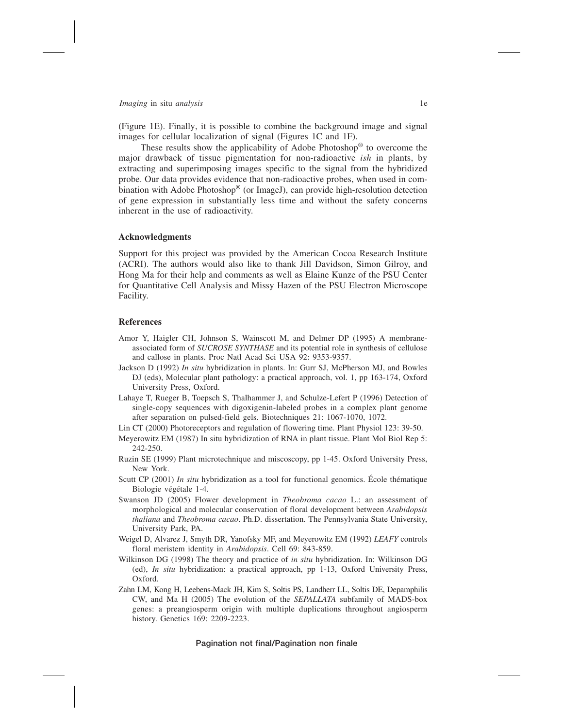(Figure 1E). Finally, it is possible to combine the background image and signal images for cellular localization of signal (Figures 1C and 1F).

These results show the applicability of Adobe Photoshop® to overcome the major drawback of tissue pigmentation for non-radioactive *ish* in plants, by extracting and superimposing images specific to the signal from the hybridized probe. Our data provides evidence that non-radioactive probes, when used in combination with Adobe Photoshop® (or ImageJ), can provide high-resolution detection of gene expression in substantially less time and without the safety concerns inherent in the use of radioactivity.

## Acknowledgments

Support for this project was provided by the American Cocoa Research Institute (ACRI). The authors would also like to thank Jill Davidson, Simon Gilroy, and Hong Ma for their help and comments as well as Elaine Kunze of the PSU Center for Quantitative Cell Analysis and Missy Hazen of the PSU Electron Microscope Facility.

## References

Amor Y, Haigler CH, Johnson S, Wainscott M, and Delmer DP (1995) A membrane-associated form of *SUCROSE SYNTHASE* and its potential role in synthesis of cellulose and callose in plants. Proc Natl Acad Sci USA 92: 9353-9357.

Jackson D (1992) *In situ* hybridization in plants. In: Gurr SJ, McPherson MJ, and Bowles DJ (eds), Molecular plant pathology: a practical approach, vol. 1, pp 163-174, Oxford University Press, Oxford.

Lahaye T, Rueger B, Toepsch S, Thalhammer J, and Schulze-Lefert P (1996) Detection of single-copy sequences with digoxigenin-labeled probes in a complex plant genome after separation on pulsed-field gels. Biotechniques 21: 1067-1070, 1072.

Lin CT (2000) Photoreceptors and regulation of flowering time. Plant Physiol 123: 39-50.

Meyerowitz EM (1987) In situ hybridization of RNA in plant tissue. Plant Mol Biol Rep 5: 242-250.

Ruzin SE (1999) Plant microtechnique and miscoscopy, pp 1-45. Oxford University Press, New York.

Scutt CP (2001) *In situ* hybridization as a tool for functional genomics. École thématique Biologie végétale 1-4.

Swanson JD (2005) Flower development in *Theobroma cacao* L.: an assessment of morphological and molecular conservation of floral development between *Arabidopsis thaliana* and *Theobroma cacao*. Ph.D. dissertation. The Pennsylvania State University, University Park, PA.

Weigel D, Alvarez J, Smyth DR, Yanofsky MF, and Meyerowitz EM (1992) *LEAFY* controls floral meristem identity in *Arabidopsis*. Cell 69: 843-859.

Wilkinson DG (1998) The theory and practice of *in situ* hybridization. In: Wilkinson DG (ed), *In situ* hybridization: a practical approach, pp 1-13, Oxford University Press, Oxford.

Zahn LM, Kong H, Leebens-Mack JH, Kim S, Soltis PS, Landherr LL, Soltis DE, Depamphilis CW, and Ma H (2005) The evolution of the *SEPALLATA* subfamily of MADS-box genes: a preangiosperm origin with multiple duplications throughout angiosperm history. Genetics 169: 2209-2223.